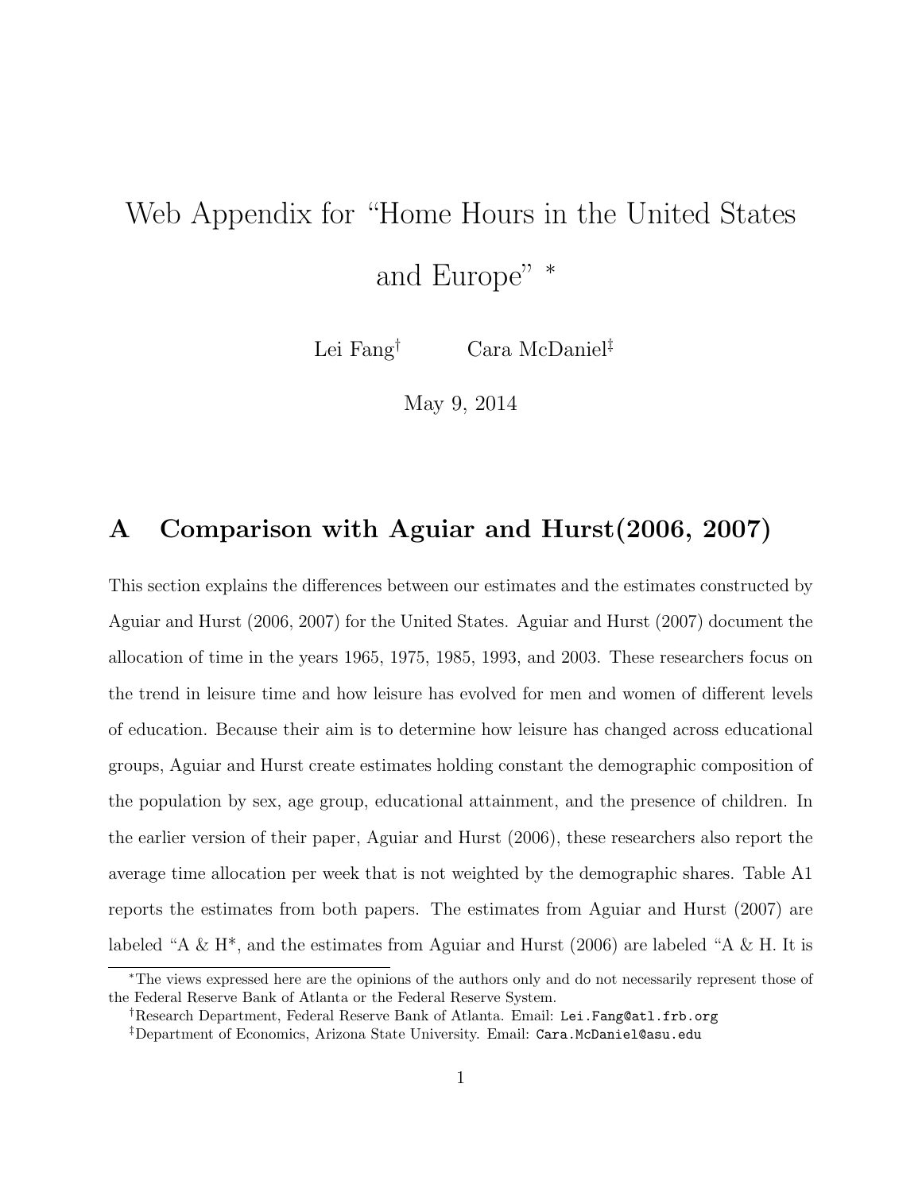# Web Appendix for "Home Hours in the United States and Europe" *

Lei Fang† Cara McDaniel‡

May 9, 2014

## A Comparison with Aguiar and Hurst(2006, 2007)

This section explains the differences between our estimates and the estimates constructed by Aguiar and Hurst (2006, 2007) for the United States. Aguiar and Hurst (2007) document the allocation of time in the years 1965, 1975, 1985, 1993, and 2003. These researchers focus on the trend in leisure time and how leisure has evolved for men and women of different levels of education. Because their aim is to determine how leisure has changed across educational groups, Aguiar and Hurst create estimates holding constant the demographic composition of the population by sex, age group, educational attainment, and the presence of children. In the earlier version of their paper, Aguiar and Hurst (2006), these researchers also report the average time allocation per week that is not weighted by the demographic shares. Table A1 reports the estimates from both papers. The estimates from Aguiar and Hurst (2007) are labeled "A & H*, and the estimates from Aguiar and Hurst (2006) are labeled "A & H. It is

---

*The views expressed here are the opinions of the authors only and do not necessarily represent those of the Federal Reserve Bank of Atlanta or the Federal Reserve System.

†Research Department, Federal Reserve Bank of Atlanta. Email: `Lei.Fang@atl.frb.org`

‡Department of Economics, Arizona State University. Email: `Cara.McDaniel@asu.edu`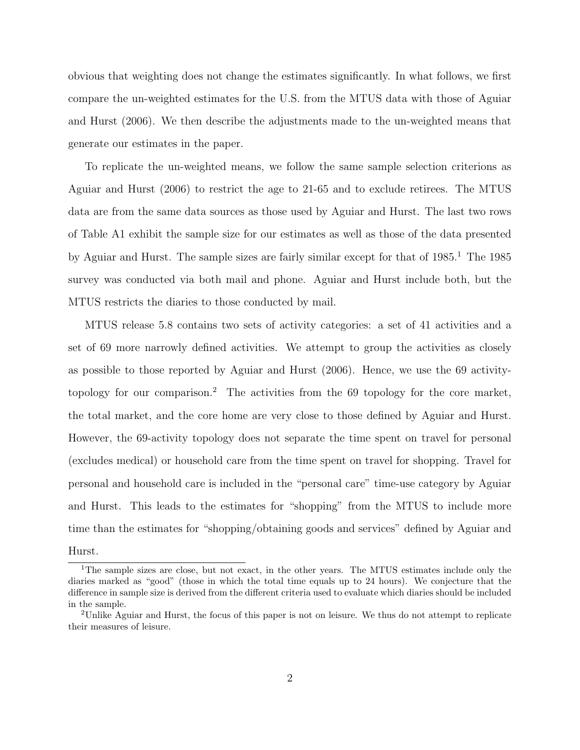obvious that weighting does not change the estimates significantly. In what follows, we first compare the un-weighted estimates for the U.S. from the MTUS data with those of Aguiar and Hurst (2006). We then describe the adjustments made to the un-weighted means that generate our estimates in the paper.

To replicate the un-weighted means, we follow the same sample selection criterions as Aguiar and Hurst (2006) to restrict the age to 21-65 and to exclude retirees. The MTUS data are from the same data sources as those used by Aguiar and Hurst. The last two rows of Table A1 exhibit the sample size for our estimates as well as those of the data presented by Aguiar and Hurst. The sample sizes are fairly similar except for that of 1985.[1] The 1985 survey was conducted via both mail and phone. Aguiar and Hurst include both, but the MTUS restricts the diaries to those conducted by mail.

MTUS release 5.8 contains two sets of activity categories: a set of 41 activities and a set of 69 more narrowly defined activities. We attempt to group the activities as closely as possible to those reported by Aguiar and Hurst (2006). Hence, we use the 69 activity-topology for our comparison.[2] The activities from the 69 topology for the core market, the total market, and the core home are very close to those defined by Aguiar and Hurst. However, the 69-activity topology does not separate the time spent on travel for personal (excludes medical) or household care from the time spent on travel for shopping. Travel for personal and household care is included in the "personal care" time-use category by Aguiar and Hurst. This leads to the estimates for "shopping" from the MTUS to include more time than the estimates for "shopping/obtaining goods and services" defined by Aguiar and Hurst.

[1] The sample sizes are close, but not exact, in the other years. The MTUS estimates include only the diaries marked as "good" (those in which the total time equals up to 24 hours). We conjecture that the difference in sample size is derived from the different criteria used to evaluate which diaries should be included in the sample.

[2] Unlike Aguiar and Hurst, the focus of this paper is not on leisure. We thus do not attempt to replicate their measures of leisure.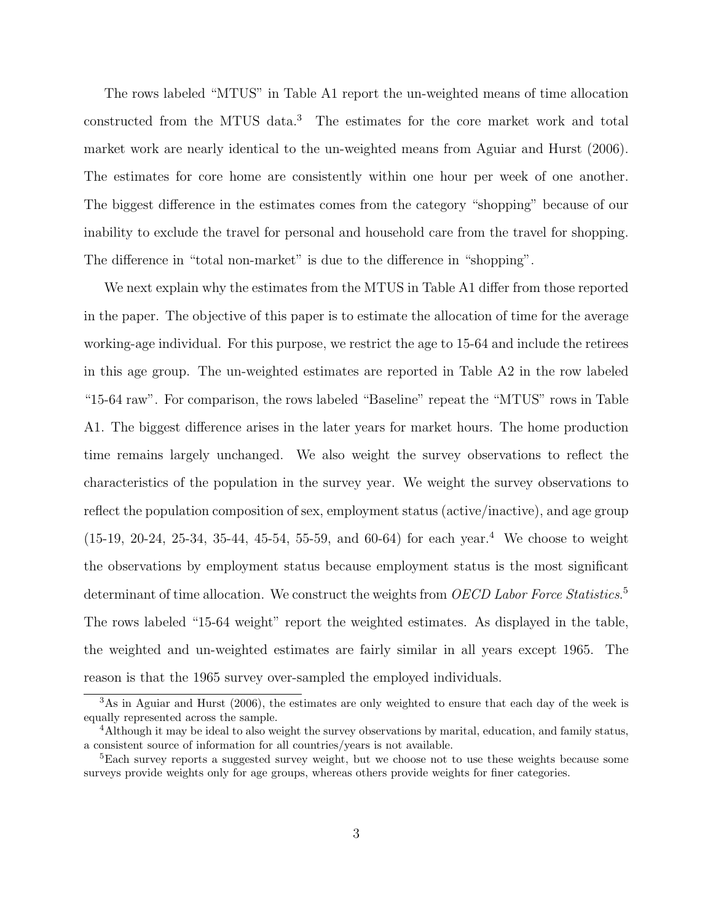The rows labeled "MTUS" in Table A1 report the un-weighted means of time allocation constructed from the MTUS data.[3] The estimates for the core market work and total market work are nearly identical to the un-weighted means from Aguiar and Hurst (2006). The estimates for core home are consistently within one hour per week of one another. The biggest difference in the estimates comes from the category "shopping" because of our inability to exclude the travel for personal and household care from the travel for shopping. The difference in "total non-market" is due to the difference in "shopping".

We next explain why the estimates from the MTUS in Table A1 differ from those reported in the paper. The objective of this paper is to estimate the allocation of time for the average working-age individual. For this purpose, we restrict the age to 15-64 and include the retirees in this age group. The un-weighted estimates are reported in Table A2 in the row labeled "15-64 raw". For comparison, the rows labeled "Baseline" repeat the "MTUS" rows in Table A1. The biggest difference arises in the later years for market hours. The home production time remains largely unchanged. We also weight the survey observations to reflect the characteristics of the population in the survey year. We weight the survey observations to reflect the population composition of sex, employment status (active/inactive), and age group (15-19, 20-24, 25-34, 35-44, 45-54, 55-59, and 60-64) for each year.[4] We choose to weight the observations by employment status because employment status is the most significant determinant of time allocation. We construct the weights from *OECD Labor Force Statistics*.[5] The rows labeled "15-64 weight" report the weighted estimates. As displayed in the table, the weighted and un-weighted estimates are fairly similar in all years except 1965. The reason is that the 1965 survey over-sampled the employed individuals.

[3] As in Aguiar and Hurst (2006), the estimates are only weighted to ensure that each day of the week is equally represented across the sample.

[4] Although it may be ideal to also weight the survey observations by marital, education, and family status, a consistent source of information for all countries/years is not available.

[5] Each survey reports a suggested survey weight, but we choose not to use these weights because some surveys provide weights only for age groups, whereas others provide weights for finer categories.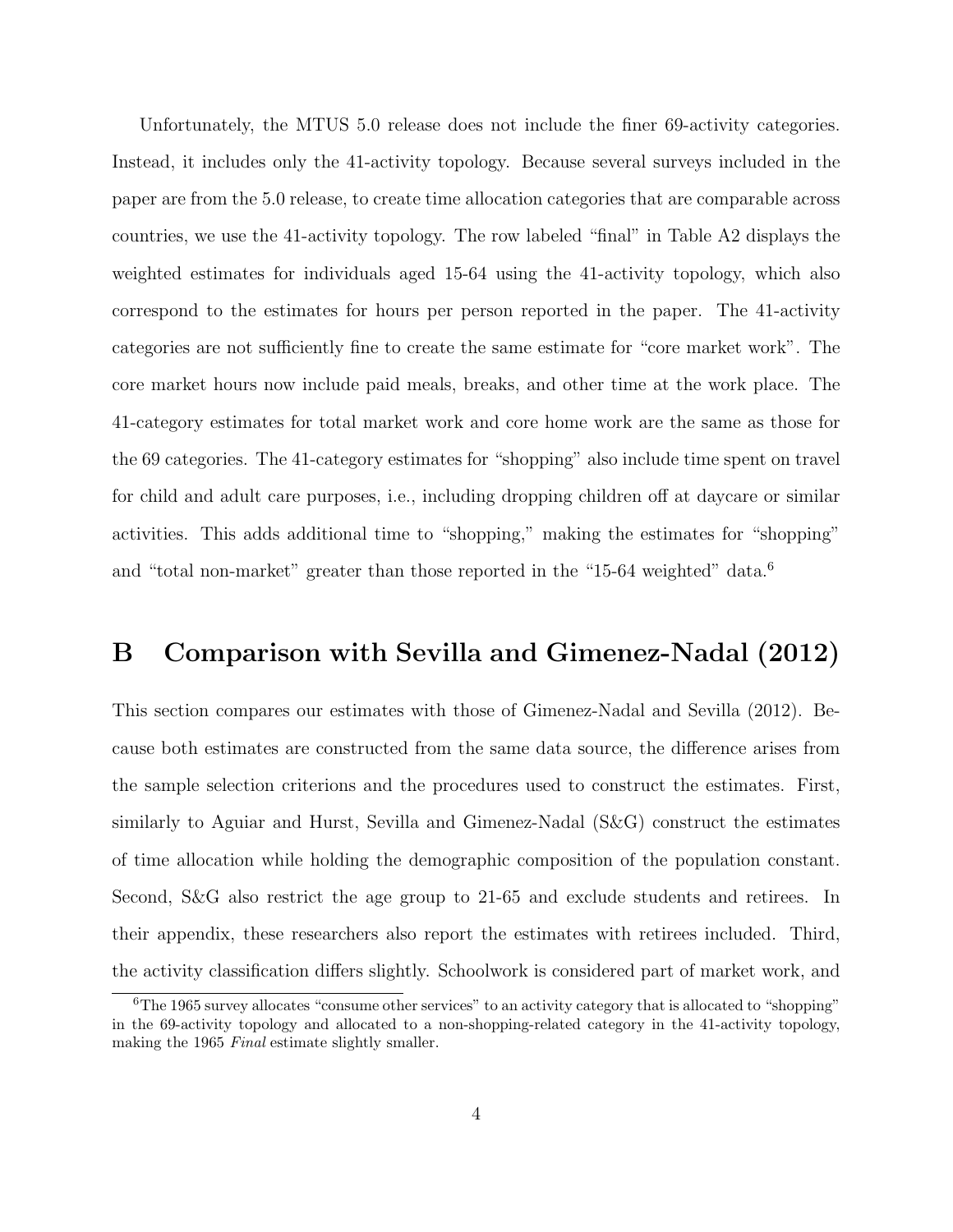Unfortunately, the MTUS 5.0 release does not include the finer 69-activity categories. Instead, it includes only the 41-activity topology. Because several surveys included in the paper are from the 5.0 release, to create time allocation categories that are comparable across countries, we use the 41-activity topology. The row labeled "final" in Table A2 displays the weighted estimates for individuals aged 15-64 using the 41-activity topology, which also correspond to the estimates for hours per person reported in the paper. The 41-activity categories are not sufficiently fine to create the same estimate for "core market work". The core market hours now include paid meals, breaks, and other time at the work place. The 41-category estimates for total market work and core home work are the same as those for the 69 categories. The 41-category estimates for "shopping" also include time spent on travel for child and adult care purposes, i.e., including dropping children off at daycare or similar activities. This adds additional time to "shopping," making the estimates for "shopping" and "total non-market" greater than those reported in the "15-64 weighted" data.[6]

# B Comparison with Sevilla and Gimenez-Nadal (2012)

This section compares our estimates with those of Gimenez-Nadal and Sevilla (2012). Because both estimates are constructed from the same data source, the difference arises from the sample selection criterions and the procedures used to construct the estimates. First, similarly to Aguiar and Hurst, Sevilla and Gimenez-Nadal (S&G) construct the estimates of time allocation while holding the demographic composition of the population constant. Second, S&G also restrict the age group to 21-65 and exclude students and retirees. In their appendix, these researchers also report the estimates with retirees included. Third, the activity classification differs slightly. Schoolwork is considered part of market work, and

[6] The 1965 survey allocates "consume other services" to an activity category that is allocated to "shopping" in the 69-activity topology and allocated to a non-shopping-related category in the 41-activity topology, making the 1965 *Final* estimate slightly smaller.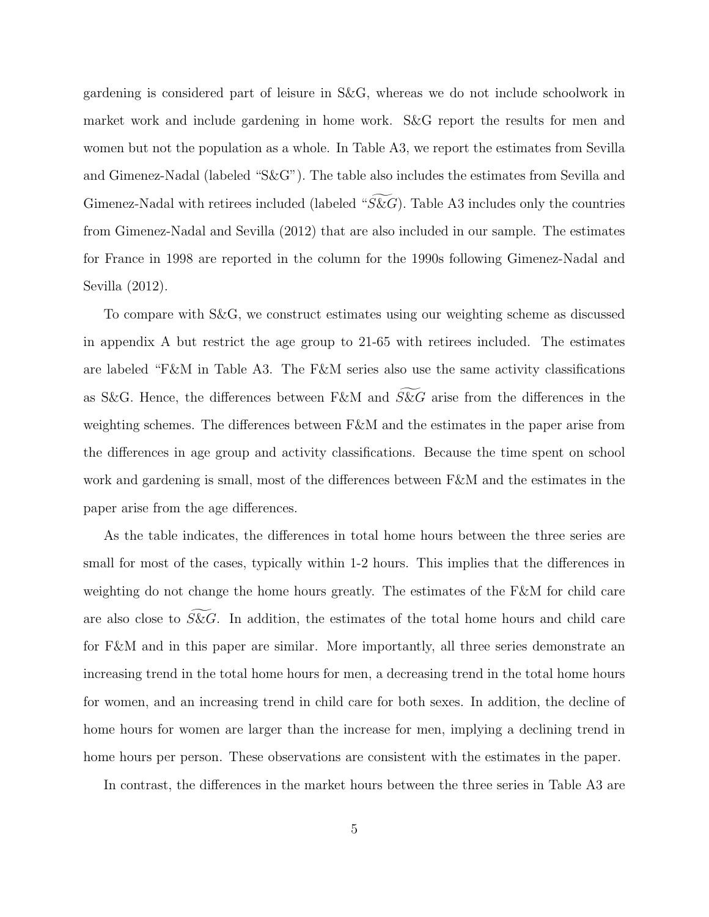gardening is considered part of leisure in S&G, whereas we do not include schoolwork in market work and include gardening in home work. S&G report the results for men and women but not the population as a whole. In Table A3, we report the estimates from Sevilla and Gimenez-Nadal (labeled "S&G"). The table also includes the estimates from Sevilla and Gimenez-Nadal with retirees included (labeled "$\widetilde{S\&G}$). Table A3 includes only the countries from Gimenez-Nadal and Sevilla (2012) that are also included in our sample. The estimates for France in 1998 are reported in the column for the 1990s following Gimenez-Nadal and Sevilla (2012).

To compare with S&G, we construct estimates using our weighting scheme as discussed in appendix A but restrict the age group to 21-65 with retirees included. The estimates are labeled "F&M in Table A3. The F&M series also use the same activity classifications as S&G. Hence, the differences between F&M and $\widetilde{S\&G}$ arise from the differences in the weighting schemes. The differences between F&M and the estimates in the paper arise from the differences in age group and activity classifications. Because the time spent on school work and gardening is small, most of the differences between F&M and the estimates in the paper arise from the age differences.

As the table indicates, the differences in total home hours between the three series are small for most of the cases, typically within 1-2 hours. This implies that the differences in weighting do not change the home hours greatly. The estimates of the F&M for child care are also close to $\widetilde{S\&G}$. In addition, the estimates of the total home hours and child care for F&M and in this paper are similar. More importantly, all three series demonstrate an increasing trend in the total home hours for men, a decreasing trend in the total home hours for women, and an increasing trend in child care for both sexes. In addition, the decline of home hours for women are larger than the increase for men, implying a declining trend in home hours per person. These observations are consistent with the estimates in the paper.

In contrast, the differences in the market hours between the three series in Table A3 are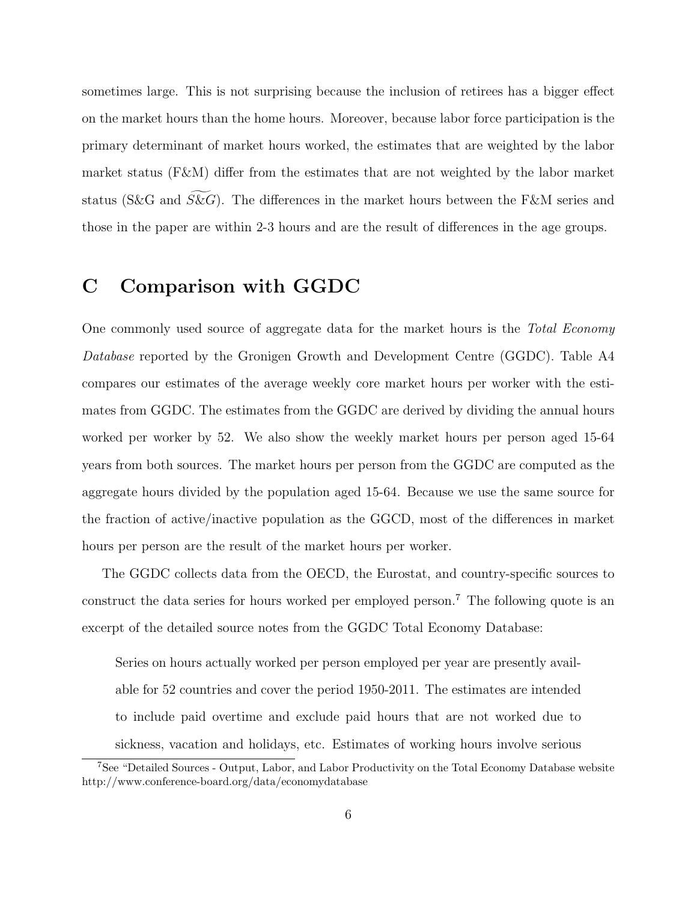sometimes large. This is not surprising because the inclusion of retirees has a bigger effect on the market hours than the home hours. Moreover, because labor force participation is the primary determinant of market hours worked, the estimates that are weighted by the labor market status (F&M) differ from the estimates that are not weighted by the labor market status (S&G and $\widetilde{S\&G}$). The differences in the market hours between the F&M series and those in the paper are within 2-3 hours and are the result of differences in the age groups.

# C Comparison with GGDC

One commonly used source of aggregate data for the market hours is the *Total Economy Database* reported by the Gronigen Growth and Development Centre (GGDC). Table A4 compares our estimates of the average weekly core market hours per worker with the estimates from GGDC. The estimates from the GGDC are derived by dividing the annual hours worked per worker by 52. We also show the weekly market hours per person aged 15-64 years from both sources. The market hours per person from the GGDC are computed as the aggregate hours divided by the population aged 15-64. Because we use the same source for the fraction of active/inactive population as the GGCD, most of the differences in market hours per person are the result of the market hours per worker.

The GGDC collects data from the OECD, the Eurostat, and country-specific sources to construct the data series for hours worked per employed person.[7] The following quote is an excerpt of the detailed source notes from the GGDC Total Economy Database:

> Series on hours actually worked per person employed per year are presently available for 52 countries and cover the period 1950-2011. The estimates are intended to include paid overtime and exclude paid hours that are not worked due to sickness, vacation and holidays, etc. Estimates of working hours involve serious

[7] See "Detailed Sources - Output, Labor, and Labor Productivity on the Total Economy Database website http://www.conference-board.org/data/economydatabase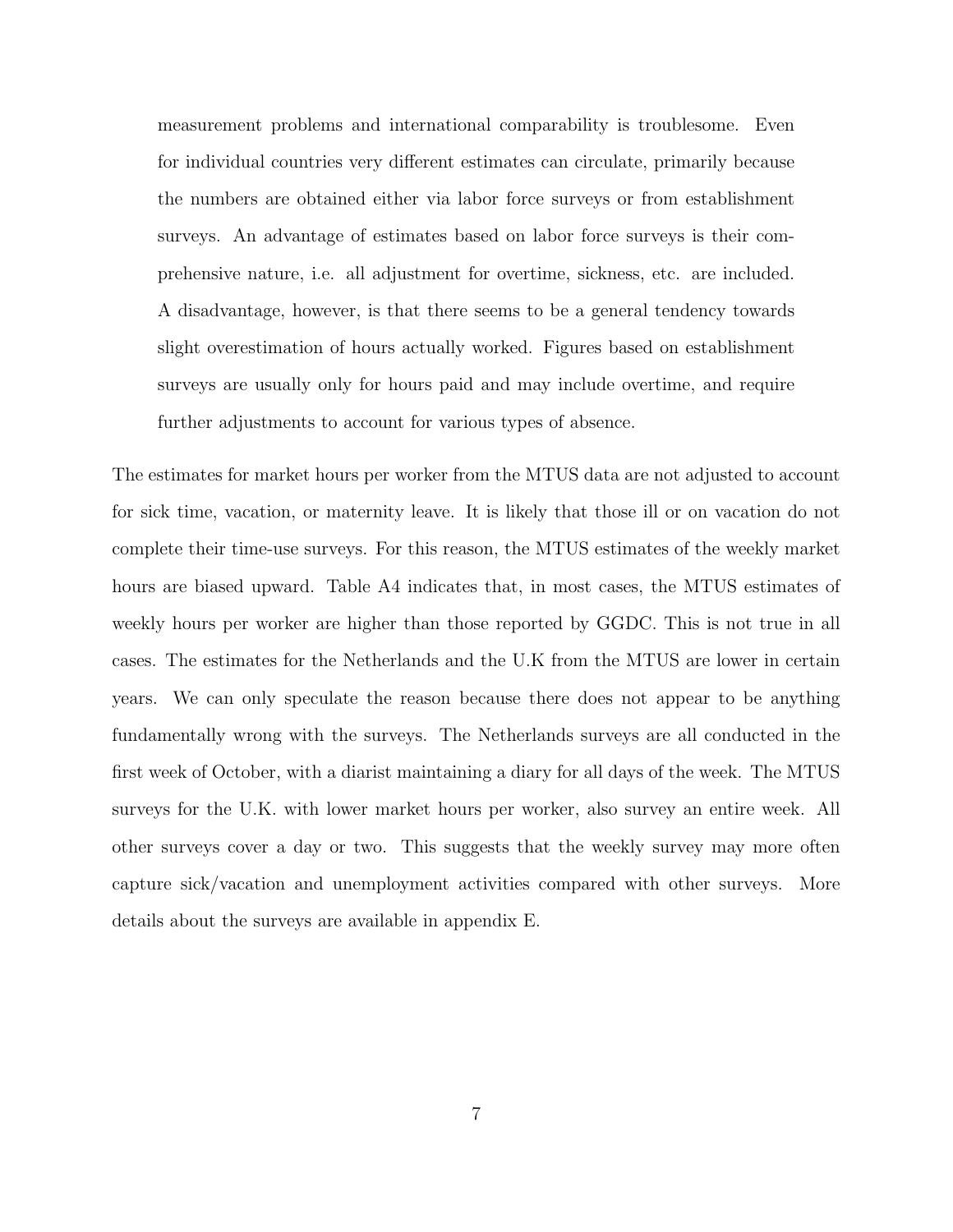> measurement problems and international comparability is troublesome. Even for individual countries very different estimates can circulate, primarily because the numbers are obtained either via labor force surveys or from establishment surveys. An advantage of estimates based on labor force surveys is their comprehensive nature, i.e. all adjustment for overtime, sickness, etc. are included. A disadvantage, however, is that there seems to be a general tendency towards slight overestimation of hours actually worked. Figures based on establishment surveys are usually only for hours paid and may include overtime, and require further adjustments to account for various types of absence.

The estimates for market hours per worker from the MTUS data are not adjusted to account for sick time, vacation, or maternity leave. It is likely that those ill or on vacation do not complete their time-use surveys. For this reason, the MTUS estimates of the weekly market hours are biased upward. Table A4 indicates that, in most cases, the MTUS estimates of weekly hours per worker are higher than those reported by GGDC. This is not true in all cases. The estimates for the Netherlands and the U.K from the MTUS are lower in certain years. We can only speculate the reason because there does not appear to be anything fundamentally wrong with the surveys. The Netherlands surveys are all conducted in the first week of October, with a diarist maintaining a diary for all days of the week. The MTUS surveys for the U.K. with lower market hours per worker, also survey an entire week. All other surveys cover a day or two. This suggests that the weekly survey may more often capture sick/vacation and unemployment activities compared with other surveys. More details about the surveys are available in appendix E.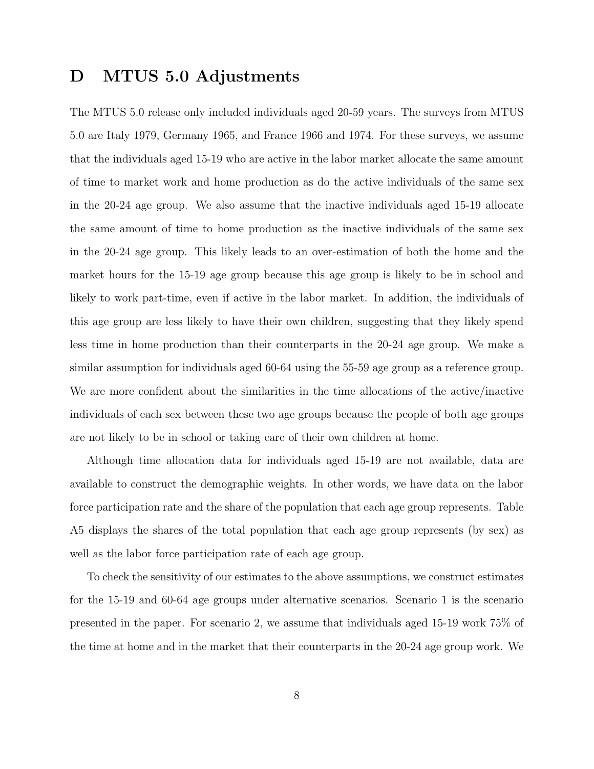# D MTUS 5.0 Adjustments

The MTUS 5.0 release only included individuals aged 20-59 years. The surveys from MTUS 5.0 are Italy 1979, Germany 1965, and France 1966 and 1974. For these surveys, we assume that the individuals aged 15-19 who are active in the labor market allocate the same amount of time to market work and home production as do the active individuals of the same sex in the 20-24 age group. We also assume that the inactive individuals aged 15-19 allocate the same amount of time to home production as the inactive individuals of the same sex in the 20-24 age group. This likely leads to an over-estimation of both the home and the market hours for the 15-19 age group because this age group is likely to be in school and likely to work part-time, even if active in the labor market. In addition, the individuals of this age group are less likely to have their own children, suggesting that they likely spend less time in home production than their counterparts in the 20-24 age group. We make a similar assumption for individuals aged 60-64 using the 55-59 age group as a reference group. We are more confident about the similarities in the time allocations of the active/inactive individuals of each sex between these two age groups because the people of both age groups are not likely to be in school or taking care of their own children at home.

Although time allocation data for individuals aged 15-19 are not available, data are available to construct the demographic weights. In other words, we have data on the labor force participation rate and the share of the population that each age group represents. Table A5 displays the shares of the total population that each age group represents (by sex) as well as the labor force participation rate of each age group.

To check the sensitivity of our estimates to the above assumptions, we construct estimates for the 15-19 and 60-64 age groups under alternative scenarios. Scenario 1 is the scenario presented in the paper. For scenario 2, we assume that individuals aged 15-19 work 75% of the time at home and in the market that their counterparts in the 20-24 age group work. We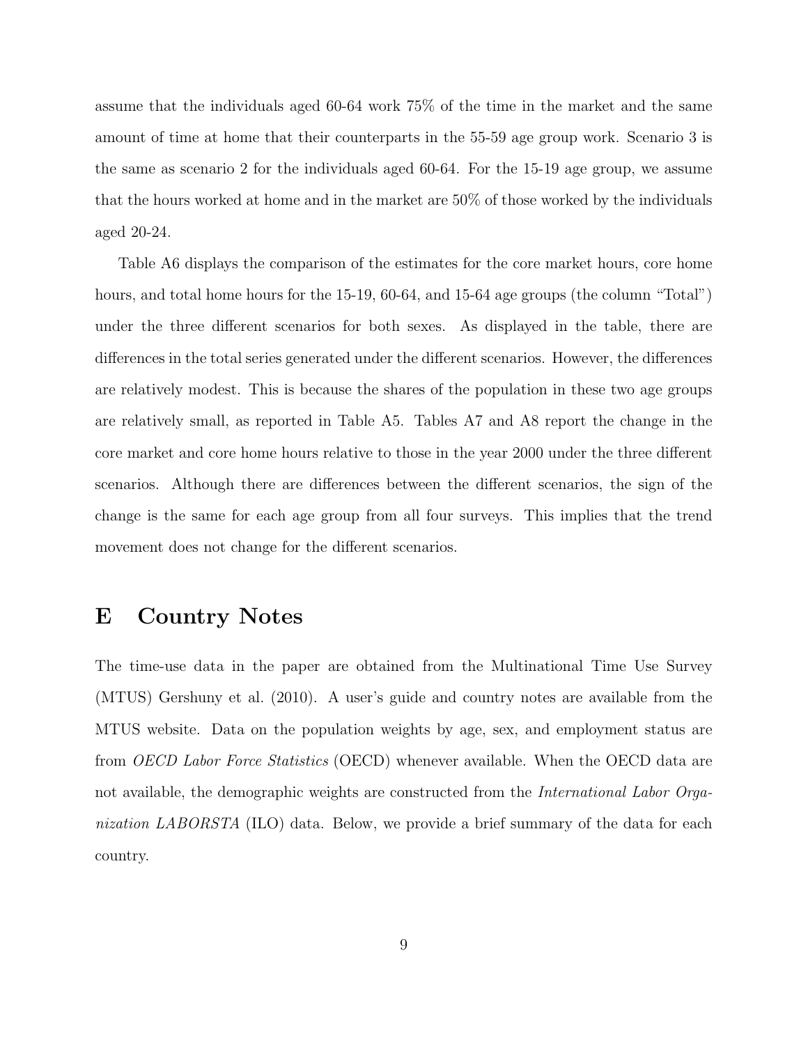assume that the individuals aged 60-64 work 75% of the time in the market and the same amount of time at home that their counterparts in the 55-59 age group work. Scenario 3 is the same as scenario 2 for the individuals aged 60-64. For the 15-19 age group, we assume that the hours worked at home and in the market are 50% of those worked by the individuals aged 20-24.

Table A6 displays the comparison of the estimates for the core market hours, core home hours, and total home hours for the 15-19, 60-64, and 15-64 age groups (the column "Total") under the three different scenarios for both sexes. As displayed in the table, there are differences in the total series generated under the different scenarios. However, the differences are relatively modest. This is because the shares of the population in these two age groups are relatively small, as reported in Table A5. Tables A7 and A8 report the change in the core market and core home hours relative to those in the year 2000 under the three different scenarios. Although there are differences between the different scenarios, the sign of the change is the same for each age group from all four surveys. This implies that the trend movement does not change for the different scenarios.

# E Country Notes

The time-use data in the paper are obtained from the Multinational Time Use Survey (MTUS) Gershuny et al. (2010). A user's guide and country notes are available from the MTUS website. Data on the population weights by age, sex, and employment status are from *OECD Labor Force Statistics* (OECD) whenever available. When the OECD data are not available, the demographic weights are constructed from the *International Labor Organization LABORSTA* (ILO) data. Below, we provide a brief summary of the data for each country.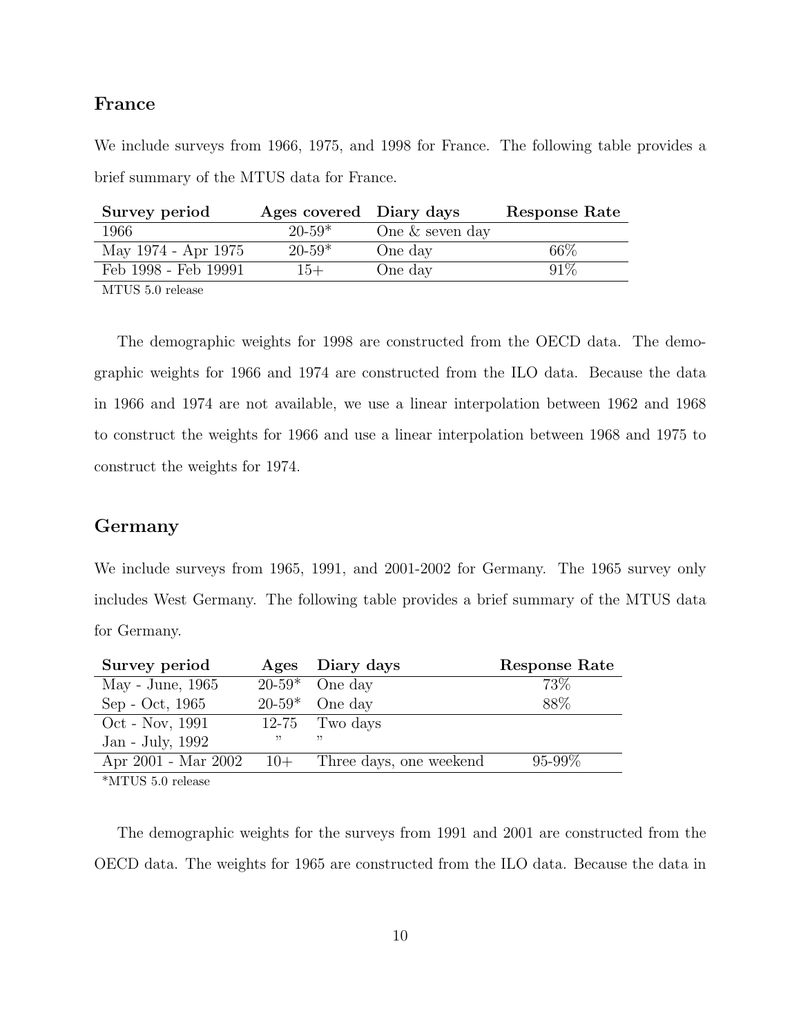## France

We include surveys from 1966, 1975, and 1998 for France. The following table provides a brief summary of the MTUS data for France.

| Survey period | Ages covered | Diary days | Response Rate |
|---|---|---|---|
| 1966 | 20-59* | One & seven day | |
| May 1974 - Apr 1975 | 20-59* | One day | 66% |
| Feb 1998 - Feb 19991 | 15+ | One day | 91% |

MTUS 5.0 release

The demographic weights for 1998 are constructed from the OECD data. The demographic weights for 1966 and 1974 are constructed from the ILO data. Because the data in 1966 and 1974 are not available, we use a linear interpolation between 1962 and 1968 to construct the weights for 1966 and use a linear interpolation between 1968 and 1975 to construct the weights for 1974.

## Germany

We include surveys from 1965, 1991, and 2001-2002 for Germany. The 1965 survey only includes West Germany. The following table provides a brief summary of the MTUS data for Germany.

| Survey period | Ages | Diary days | Response Rate |
|---|---|---|---|
| May - June, 1965 | 20-59* | One day | 73% |
| Sep - Oct, 1965 | 20-59* | One day | 88% |
| Oct - Nov, 1991 | 12-75 | Two days | |
| Jan - July, 1992 | " | " | |
| Apr 2001 - Mar 2002 | 10+ | Three days, one weekend | 95-99% |

*MTUS 5.0 release

The demographic weights for the surveys from 1991 and 2001 are constructed from the OECD data. The weights for 1965 are constructed from the ILO data. Because the data in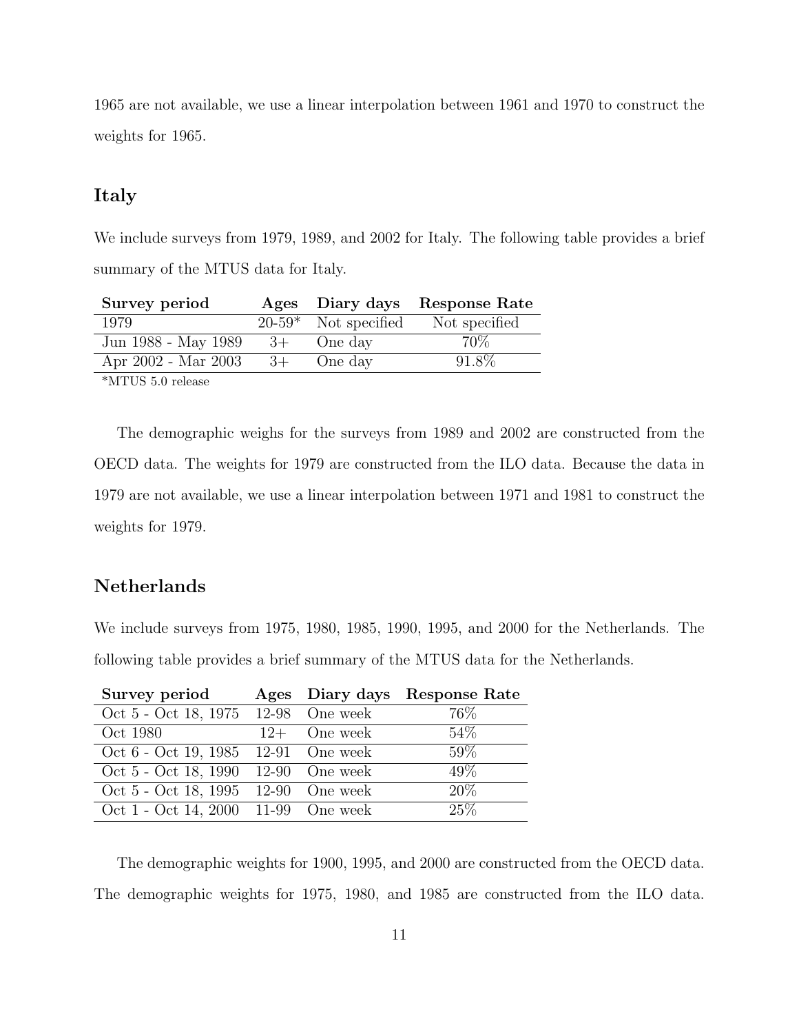1965 are not available, we use a linear interpolation between 1961 and 1970 to construct the weights for 1965.

## Italy

We include surveys from 1979, 1989, and 2002 for Italy. The following table provides a brief summary of the MTUS data for Italy.

| Survey period | Ages | Diary days | Response Rate |
|---|---|---|---|
| 1979 | 20-59* | Not specified | Not specified |
| Jun 1988 - May 1989 | 3+ | One day | 70% |
| Apr 2002 - Mar 2003 | 3+ | One day | 91.8% |

*MTUS 5.0 release

The demographic weighs for the surveys from 1989 and 2002 are constructed from the OECD data. The weights for 1979 are constructed from the ILO data. Because the data in 1979 are not available, we use a linear interpolation between 1971 and 1981 to construct the weights for 1979.

## Netherlands

We include surveys from 1975, 1980, 1985, 1990, 1995, and 2000 for the Netherlands. The following table provides a brief summary of the MTUS data for the Netherlands.

| Survey period | Ages | Diary days | Response Rate |
|---|---|---|---|
| Oct 5 - Oct 18, 1975 | 12-98 | One week | 76% |
| Oct 1980 | 12+ | One week | 54% |
| Oct 6 - Oct 19, 1985 | 12-91 | One week | 59% |
| Oct 5 - Oct 18, 1990 | 12-90 | One week | 49% |
| Oct 5 - Oct 18, 1995 | 12-90 | One week | 20% |
| Oct 1 - Oct 14, 2000 | 11-99 | One week | 25% |

The demographic weights for 1900, 1995, and 2000 are constructed from the OECD data. The demographic weights for 1975, 1980, and 1985 are constructed from the ILO data.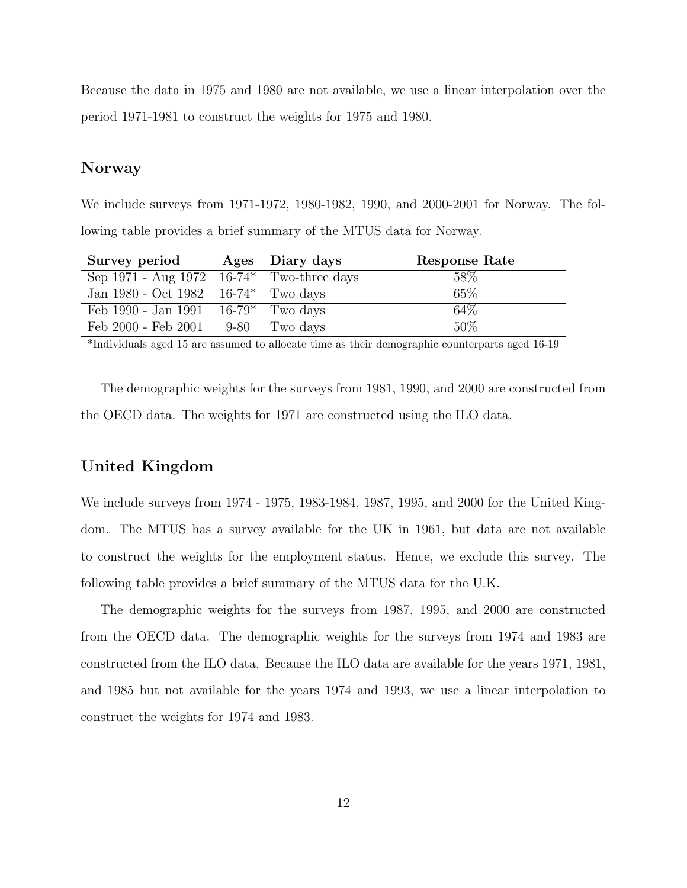Because the data in 1975 and 1980 are not available, we use a linear interpolation over the period 1971-1981 to construct the weights for 1975 and 1980.

## Norway

We include surveys from 1971-1972, 1980-1982, 1990, and 2000-2001 for Norway. The following table provides a brief summary of the MTUS data for Norway.

| Survey period | Ages | Diary days | Response Rate |
|---|---|---|---|
| Sep 1971 - Aug 1972 | 16-74* | Two-three days | 58% |
| Jan 1980 - Oct 1982 | 16-74* | Two days | 65% |
| Feb 1990 - Jan 1991 | 16-79* | Two days | 64% |
| Feb 2000 - Feb 2001 | 9-80 | Two days | 50% |

*Individuals aged 15 are assumed to allocate time as their demographic counterparts aged 16-19

The demographic weights for the surveys from 1981, 1990, and 2000 are constructed from the OECD data. The weights for 1971 are constructed using the ILO data.

## United Kingdom

We include surveys from 1974 - 1975, 1983-1984, 1987, 1995, and 2000 for the United Kingdom. The MTUS has a survey available for the UK in 1961, but data are not available to construct the weights for the employment status. Hence, we exclude this survey. The following table provides a brief summary of the MTUS data for the U.K.

The demographic weights for the surveys from 1987, 1995, and 2000 are constructed from the OECD data. The demographic weights for the surveys from 1974 and 1983 are constructed from the ILO data. Because the ILO data are available for the years 1971, 1981, and 1985 but not available for the years 1974 and 1993, we use a linear interpolation to construct the weights for 1974 and 1983.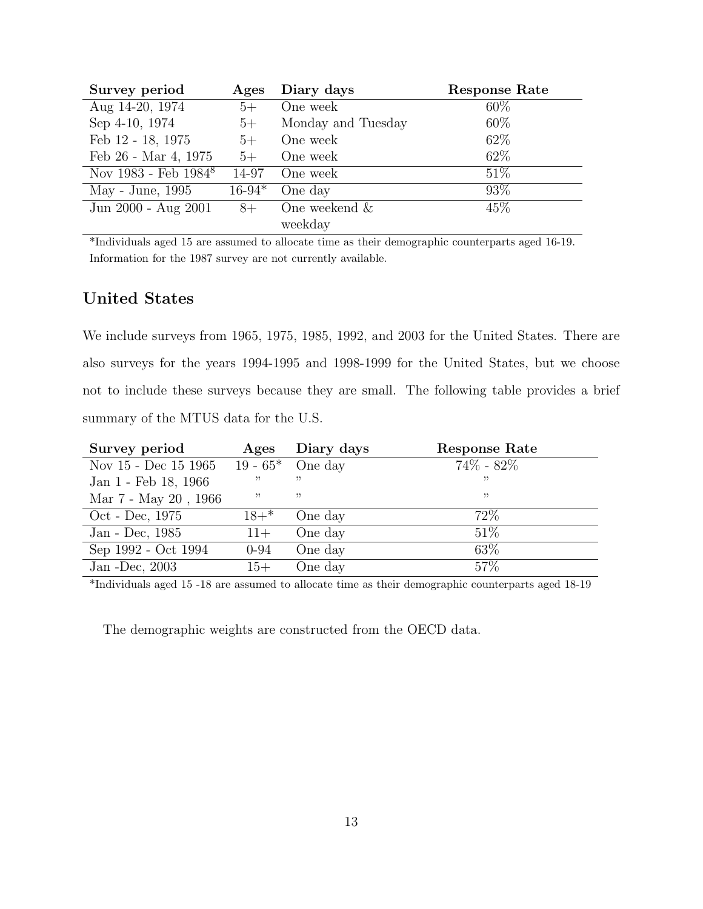| Survey period | Ages | Diary days | Response Rate |
|---|---|---|---|
| Aug 14-20, 1974 | 5+ | One week | 60% |
| Sep 4-10, 1974 | 5+ | Monday and Tuesday | 60% |
| Feb 12 - 18, 1975 | 5+ | One week | 62% |
| Feb 26 - Mar 4, 1975 | 5+ | One week | 62% |
| Nov 1983 - Feb 1984[8] | 14-97 | One week | 51% |
| May - June, 1995 | 16-94* | One day | 93% |
| Jun 2000 - Aug 2001 | 8+ | One weekend & weekday | 45% |

*Individuals aged 15 are assumed to allocate time as their demographic counterparts aged 16-19.
Information for the 1987 survey are not currently available.

## United States

We include surveys from 1965, 1975, 1985, 1992, and 2003 for the United States. There are also surveys for the years 1994-1995 and 1998-1999 for the United States, but we choose not to include these surveys because they are small. The following table provides a brief summary of the MTUS data for the U.S.

| Survey period | Ages | Diary days | Response Rate |
|---|---|---|---|
| Nov 15 - Dec 15 1965 | 19 - 65* | One day | 74% - 82% |
| Jan 1 - Feb 18, 1966 | " | " | " |
| Mar 7 - May 20 , 1966 | " | " | " |
| Oct - Dec, 1975 | 18+* | One day | 72% |
| Jan - Dec, 1985 | 11+ | One day | 51% |
| Sep 1992 - Oct 1994 | 0-94 | One day | 63% |
| Jan -Dec, 2003 | 15+ | One day | 57% |

*Individuals aged 15 -18 are assumed to allocate time as their demographic counterparts aged 18-19

The demographic weights are constructed from the OECD data.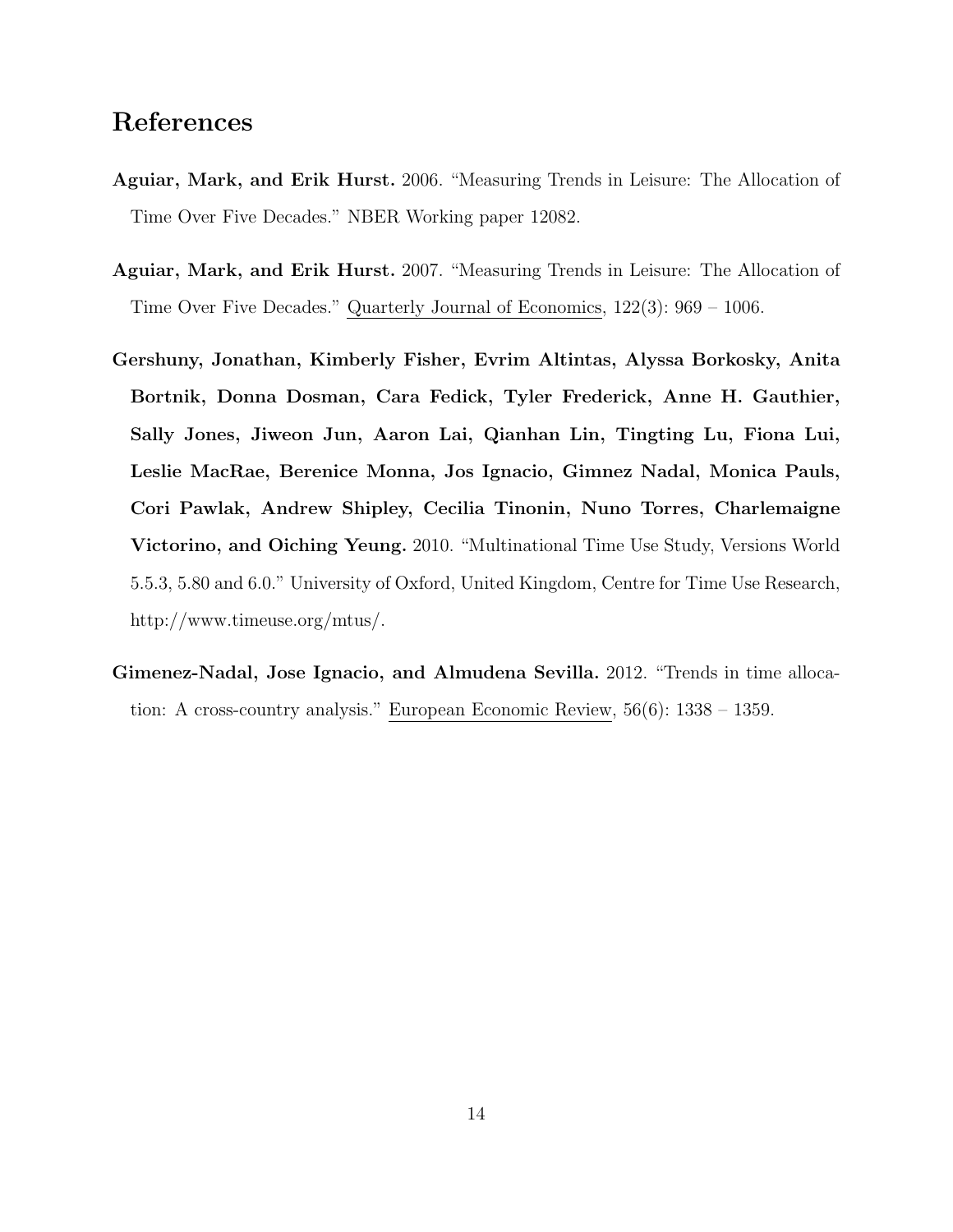# References

**Aguiar, Mark, and Erik Hurst.** 2006. "Measuring Trends in Leisure: The Allocation of Time Over Five Decades." NBER Working paper 12082.

**Aguiar, Mark, and Erik Hurst.** 2007. "Measuring Trends in Leisure: The Allocation of Time Over Five Decades." Quarterly Journal of Economics, 122(3): 969 – 1006.

**Gershuny, Jonathan, Kimberly Fisher, Evrim Altintas, Alyssa Borkosky, Anita Bortnik, Donna Dosman, Cara Fedick, Tyler Frederick, Anne H. Gauthier, Sally Jones, Jiweon Jun, Aaron Lai, Qianhan Lin, Tingting Lu, Fiona Lui, Leslie MacRae, Berenice Monna, Jos Ignacio, Gimnez Nadal, Monica Pauls, Cori Pawlak, Andrew Shipley, Cecilia Tinonin, Nuno Torres, Charlemaigne Victorino, and Oiching Yeung.** 2010. "Multinational Time Use Study, Versions World 5.5.3, 5.80 and 6.0." University of Oxford, United Kingdom, Centre for Time Use Research, http://www.timeuse.org/mtus/.

**Gimenez-Nadal, Jose Ignacio, and Almudena Sevilla.** 2012. "Trends in time allocation: A cross-country analysis." European Economic Review, 56(6): 1338 – 1359.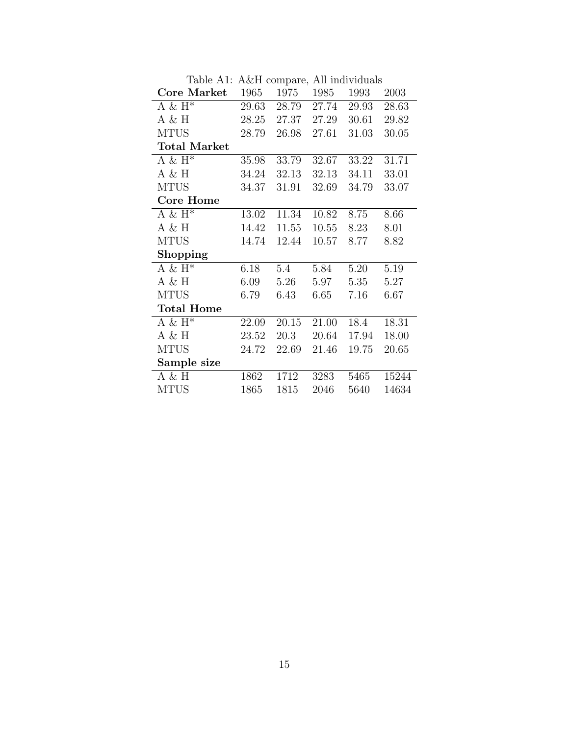Table A1: A&H compare, All individuals

| **Core Market** | 1965 | 1975 | 1985 | 1993 | 2003 |
|---|---|---|---|---|---|
| A & H* | 29.63 | 28.79 | 27.74 | 29.93 | 28.63 |
| A & H | 28.25 | 27.37 | 27.29 | 30.61 | 29.82 |
| MTUS | 28.79 | 26.98 | 27.61 | 31.03 | 30.05 |
| **Total Market** | | | | | |
| A & H* | 35.98 | 33.79 | 32.67 | 33.22 | 31.71 |
| A & H | 34.24 | 32.13 | 32.13 | 34.11 | 33.01 |
| MTUS | 34.37 | 31.91 | 32.69 | 34.79 | 33.07 |
| **Core Home** | | | | | |
| A & H* | 13.02 | 11.34 | 10.82 | 8.75 | 8.66 |
| A & H | 14.42 | 11.55 | 10.55 | 8.23 | 8.01 |
| MTUS | 14.74 | 12.44 | 10.57 | 8.77 | 8.82 |
| **Shopping** | | | | | |
| A & H* | 6.18 | 5.4 | 5.84 | 5.20 | 5.19 |
| A & H | 6.09 | 5.26 | 5.97 | 5.35 | 5.27 |
| MTUS | 6.79 | 6.43 | 6.65 | 7.16 | 6.67 |
| **Total Home** | | | | | |
| A & H* | 22.09 | 20.15 | 21.00 | 18.4 | 18.31 |
| A & H | 23.52 | 20.3 | 20.64 | 17.94 | 18.00 |
| MTUS | 24.72 | 22.69 | 21.46 | 19.75 | 20.65 |
| **Sample size** | | | | | |
| A & H | 1862 | 1712 | 3283 | 5465 | 15244 |
| MTUS | 1865 | 1815 | 2046 | 5640 | 14634 |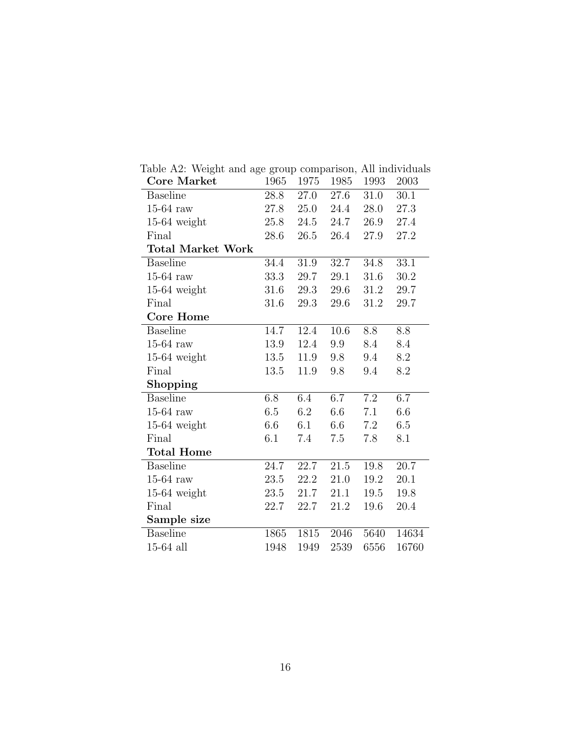Table A2: Weight and age group comparison, All individuals

| **Core Market** | 1965 | 1975 | 1985 | 1993 | 2003 |
|---|---|---|---|---|---|
| Baseline | 28.8 | 27.0 | 27.6 | 31.0 | 30.1 |
| 15-64 raw | 27.8 | 25.0 | 24.4 | 28.0 | 27.3 |
| 15-64 weight | 25.8 | 24.5 | 24.7 | 26.9 | 27.4 |
| Final | 28.6 | 26.5 | 26.4 | 27.9 | 27.2 |
| **Total Market Work** | | | | | |
| Baseline | 34.4 | 31.9 | 32.7 | 34.8 | 33.1 |
| 15-64 raw | 33.3 | 29.7 | 29.1 | 31.6 | 30.2 |
| 15-64 weight | 31.6 | 29.3 | 29.6 | 31.2 | 29.7 |
| Final | 31.6 | 29.3 | 29.6 | 31.2 | 29.7 |
| **Core Home** | | | | | |
| Baseline | 14.7 | 12.4 | 10.6 | 8.8 | 8.8 |
| 15-64 raw | 13.9 | 12.4 | 9.9 | 8.4 | 8.4 |
| 15-64 weight | 13.5 | 11.9 | 9.8 | 9.4 | 8.2 |
| Final | 13.5 | 11.9 | 9.8 | 9.4 | 8.2 |
| **Shopping** | | | | | |
| Baseline | 6.8 | 6.4 | 6.7 | 7.2 | 6.7 |
| 15-64 raw | 6.5 | 6.2 | 6.6 | 7.1 | 6.6 |
| 15-64 weight | 6.6 | 6.1 | 6.6 | 7.2 | 6.5 |
| Final | 6.1 | 7.4 | 7.5 | 7.8 | 8.1 |
| **Total Home** | | | | | |
| Baseline | 24.7 | 22.7 | 21.5 | 19.8 | 20.7 |
| 15-64 raw | 23.5 | 22.2 | 21.0 | 19.2 | 20.1 |
| 15-64 weight | 23.5 | 21.7 | 21.1 | 19.5 | 19.8 |
| Final | 22.7 | 22.7 | 21.2 | 19.6 | 20.4 |
| **Sample size** | | | | | |
| Baseline | 1865 | 1815 | 2046 | 5640 | 14634 |
| 15-64 all | 1948 | 1949 | 2539 | 6556 | 16760 |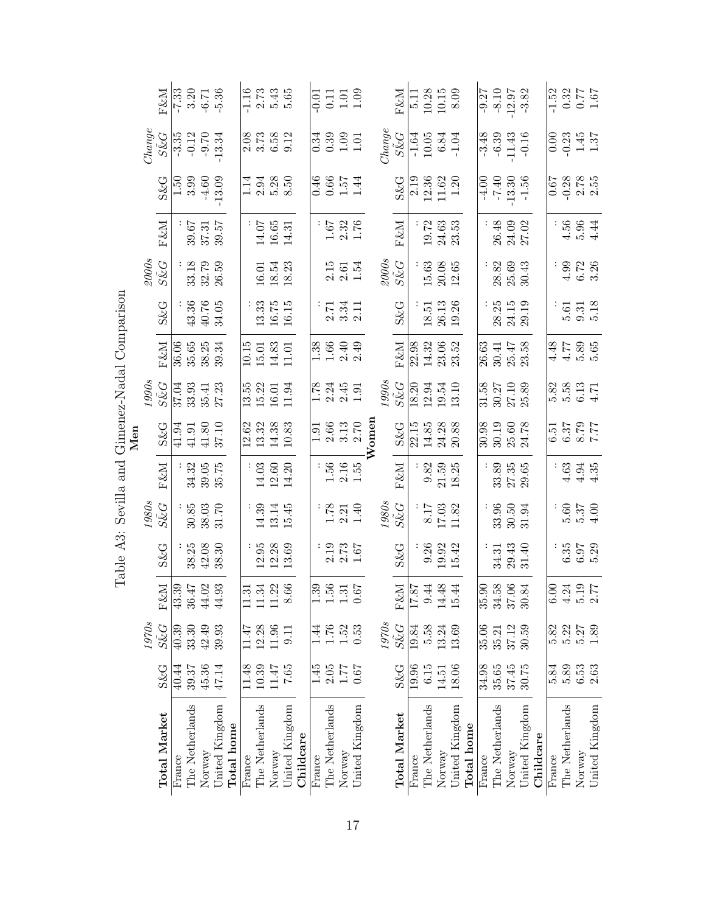Table A3: Sevilla and Gimenez-Nadal Comparison

**Men**

| Total Market | 1970s S&G | 1970s $\tilde{S\&G}$ | 1970s F&M | 1980s S&G | 1980s $\tilde{S\&G}$ | 1980s F&M | 1990s S&G | 1990s $\tilde{S\&G}$ | 1990s F&M | 2000s S&G | 2000s $\tilde{S\&G}$ | 2000s F&M | Change S&G | Change $\tilde{S\&G}$ | Change F&M |
|---|---|---|---|---|---|---|---|---|---|---|---|---|---|---|---|
| France | 40.44 | 40.39 | 43.39 | : | : | : | 41.94 | 37.04 | 36.06 | : | : | : | 1.50 | -3.35 | -7.33 |
| The Netherlands | 39.37 | 33.30 | 36.47 | 38.25 | 30.85 | 34.32 | 41.91 | 33.93 | 35.65 | 43.36 | 33.18 | 39.67 | 3.99 | -0.12 | 3.20 |
| Norway | 45.36 | 42.49 | 44.02 | 42.08 | 38.03 | 39.05 | 41.80 | 35.41 | 38.25 | 40.76 | 32.79 | 37.31 | -4.60 | -9.70 | -6.71 |
| United Kingdom | 47.14 | 39.93 | 44.93 | 38.30 | 31.70 | 35.75 | 37.10 | 27.23 | 39.34 | 34.05 | 26.59 | 39.57 | -13.09 | -13.34 | -5.36 |
| **Total home** | | | | | | | | | | | | | | | |
| France | 11.48 | 11.47 | 11.31 | : | : | : | 12.62 | 13.55 | 10.15 | : | : | : | 1.14 | 2.08 | -1.16 |
| The Netherlands | 10.39 | 12.28 | 11.34 | 12.95 | 14.39 | 14.03 | 13.32 | 15.22 | 15.01 | 13.33 | 16.01 | 14.07 | 2.94 | 3.73 | 2.73 |
| Norway | 11.47 | 11.96 | 11.22 | 12.28 | 13.14 | 12.60 | 14.38 | 16.01 | 14.83 | 16.75 | 18.54 | 16.65 | 5.28 | 6.58 | 5.43 |
| United Kingdom | 7.65 | 9.11 | 8.66 | 13.69 | 15.45 | 14.20 | 10.83 | 11.94 | 11.01 | 16.15 | 18.23 | 14.31 | 8.50 | 9.12 | 5.65 |
| **Childcare** | | | | | | | | | | | | | | | |
| France | 1.45 | 1.44 | 1.39 | : | : | : | 1.91 | 1.78 | 1.38 | : | : | : | 0.46 | 0.34 | -0.01 |
| The Netherlands | 2.05 | 1.76 | 1.56 | 2.19 | 1.78 | 1.56 | 2.66 | 2.24 | 1.66 | 2.71 | 2.15 | 1.67 | 0.66 | 0.39 | 0.11 |
| Norway | 1.77 | 1.52 | 1.31 | 2.73 | 2.21 | 2.16 | 3.13 | 2.45 | 2.40 | 3.34 | 2.61 | 2.32 | 1.57 | 1.09 | 1.01 |
| United Kingdom | 0.67 | 0.53 | 0.67 | 1.67 | 1.40 | 1.55 | 2.70 | 1.91 | 2.49 | 2.11 | 1.54 | 1.76 | 1.44 | 1.01 | 1.09 |

**Women**

| Total Market | 1970s S&G | 1970s $\tilde{S\&G}$ | 1970s F&M | 1980s S&G | 1980s $\tilde{S\&G}$ | 1980s F&M | 1990s S&G | 1990s $\tilde{S\&G}$ | 1990s F&M | 2000s S&G | 2000s $\tilde{S\&G}$ | 2000s F&M | Change S&G | Change $\tilde{S\&G}$ | Change F&M |
|---|---|---|---|---|---|---|---|---|---|---|---|---|---|---|---|
| France | 19.96 | 19.84 | 17.87 | : | : | : | 22.15 | 18.20 | 22.98 | : | : | : | 2.19 | -1.64 | 5.11 |
| The Netherlands | 6.15 | 5.58 | 9.44 | 9.26 | 8.17 | 9.82 | 14.85 | 12.94 | 14.32 | 18.51 | 15.63 | 19.72 | 12.36 | 10.05 | 10.28 |
| Norway | 14.51 | 13.24 | 14.48 | 19.92 | 17.03 | 21.59 | 24.28 | 19.54 | 23.06 | 26.13 | 20.08 | 24.63 | 11.62 | 6.84 | 10.15 |
| United Kingdom | 18.06 | 13.69 | 15.44 | 15.42 | 11.82 | 18.25 | 20.88 | 13.10 | 23.52 | 19.26 | 12.65 | 23.53 | 1.20 | -1.04 | 8.09 |
| **Total home** | | | | | | | | | | | | | | | |
| France | 34.98 | 35.06 | 35.90 | : | : | : | 30.98 | 31.58 | 26.63 | : | : | : | -4.00 | -3.48 | -9.27 |
| The Netherlands | 35.65 | 35.21 | 34.58 | 34.31 | 33.96 | 33.89 | 30.19 | 30.27 | 30.41 | 28.25 | 28.82 | 26.48 | -7.40 | -6.39 | -8.10 |
| Norway | 37.45 | 37.12 | 37.06 | 29.43 | 30.50 | 27.35 | 25.60 | 27.10 | 25.47 | 24.15 | 25.69 | 24.09 | -13.30 | -11.43 | -12.97 |
| United Kingdom | 30.75 | 30.59 | 30.84 | 31.40 | 31.94 | 29.65 | 24.78 | 25.89 | 23.58 | 29.19 | 30.43 | 27.02 | -1.56 | -0.16 | -3.82 |
| **Childcare** | | | | | | | | | | | | | | | |
| France | 5.84 | 5.82 | 6.00 | : | : | : | 6.51 | 5.82 | 4.48 | : | : | : | 0.67 | 0.00 | -1.52 |
| The Netherlands | 5.89 | 5.22 | 4.24 | 6.35 | 5.60 | 4.63 | 6.37 | 5.58 | 4.77 | 5.61 | 4.99 | 4.56 | -0.28 | -0.23 | 0.32 |
| Norway | 6.53 | 5.27 | 5.19 | 6.97 | 5.37 | 4.94 | 8.79 | 6.13 | 5.89 | 9.31 | 6.72 | 5.96 | 2.78 | 1.45 | 0.77 |
| United Kingdom | 2.63 | 1.89 | 2.77 | 5.29 | 4.00 | 4.35 | 7.77 | 4.71 | 5.65 | 5.18 | 3.26 | 4.44 | 2.55 | 1.37 | 1.67 |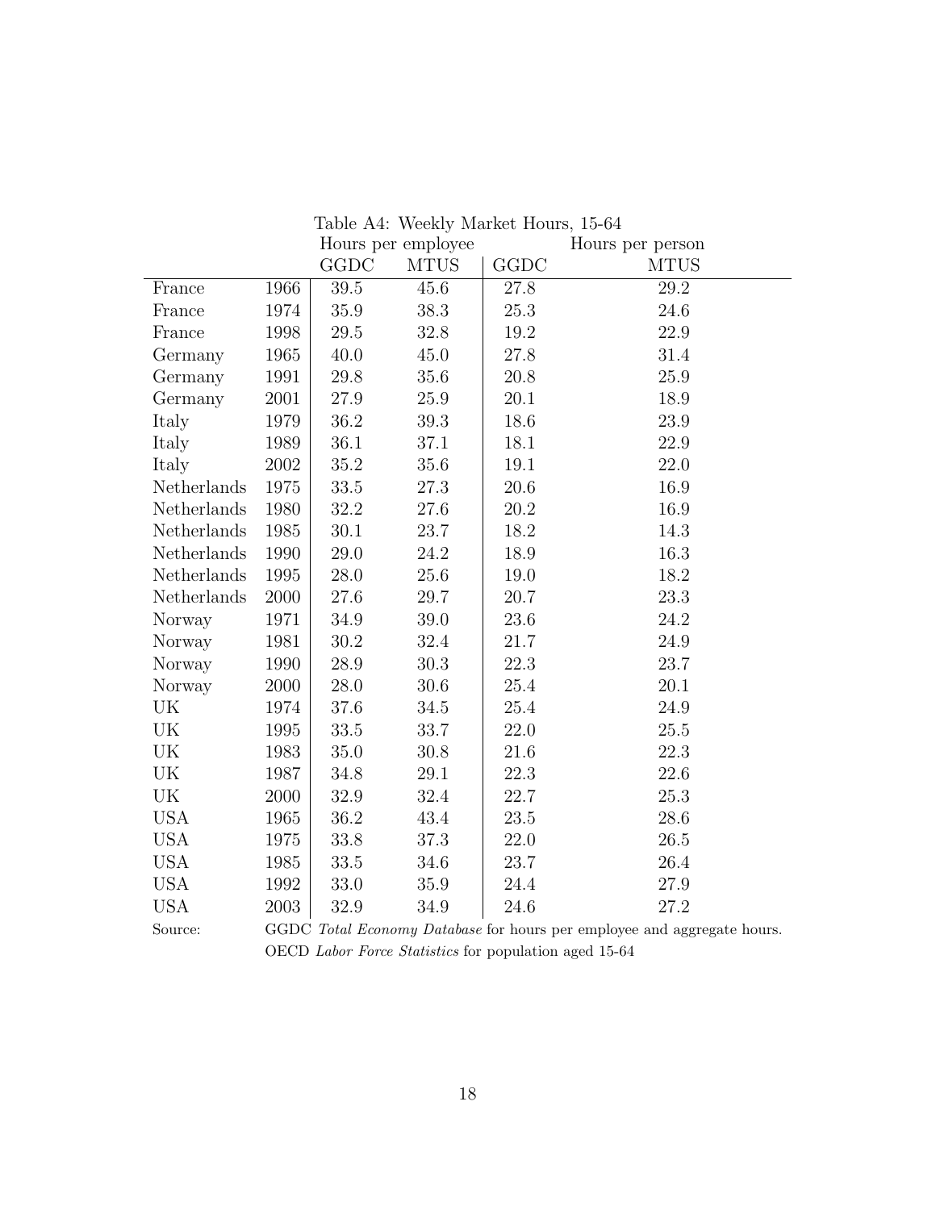Table A4: Weekly Market Hours, 15-64

| | | Hours per employee | | Hours per person | |
|---|---|---|---|---|---|
| | | GGDC | MTUS | GGDC | MTUS |
| France | 1966 | 39.5 | 45.6 | 27.8 | 29.2 |
| France | 1974 | 35.9 | 38.3 | 25.3 | 24.6 |
| France | 1998 | 29.5 | 32.8 | 19.2 | 22.9 |
| Germany | 1965 | 40.0 | 45.0 | 27.8 | 31.4 |
| Germany | 1991 | 29.8 | 35.6 | 20.8 | 25.9 |
| Germany | 2001 | 27.9 | 25.9 | 20.1 | 18.9 |
| Italy | 1979 | 36.2 | 39.3 | 18.6 | 23.9 |
| Italy | 1989 | 36.1 | 37.1 | 18.1 | 22.9 |
| Italy | 2002 | 35.2 | 35.6 | 19.1 | 22.0 |
| Netherlands | 1975 | 33.5 | 27.3 | 20.6 | 16.9 |
| Netherlands | 1980 | 32.2 | 27.6 | 20.2 | 16.9 |
| Netherlands | 1985 | 30.1 | 23.7 | 18.2 | 14.3 |
| Netherlands | 1990 | 29.0 | 24.2 | 18.9 | 16.3 |
| Netherlands | 1995 | 28.0 | 25.6 | 19.0 | 18.2 |
| Netherlands | 2000 | 27.6 | 29.7 | 20.7 | 23.3 |
| Norway | 1971 | 34.9 | 39.0 | 23.6 | 24.2 |
| Norway | 1981 | 30.2 | 32.4 | 21.7 | 24.9 |
| Norway | 1990 | 28.9 | 30.3 | 22.3 | 23.7 |
| Norway | 2000 | 28.0 | 30.6 | 25.4 | 20.1 |
| UK | 1974 | 37.6 | 34.5 | 25.4 | 24.9 |
| UK | 1995 | 33.5 | 33.7 | 22.0 | 25.5 |
| UK | 1983 | 35.0 | 30.8 | 21.6 | 22.3 |
| UK | 1987 | 34.8 | 29.1 | 22.3 | 22.6 |
| UK | 2000 | 32.9 | 32.4 | 22.7 | 25.3 |
| USA | 1965 | 36.2 | 43.4 | 23.5 | 28.6 |
| USA | 1975 | 33.8 | 37.3 | 22.0 | 26.5 |
| USA | 1985 | 33.5 | 34.6 | 23.7 | 26.4 |
| USA | 1992 | 33.0 | 35.9 | 24.4 | 27.9 |
| USA | 2003 | 32.9 | 34.9 | 24.6 | 27.2 |

Source: GGDC *Total Economy Database* for hours per employee and aggregate hours. OECD *Labor Force Statistics* for population aged 15-64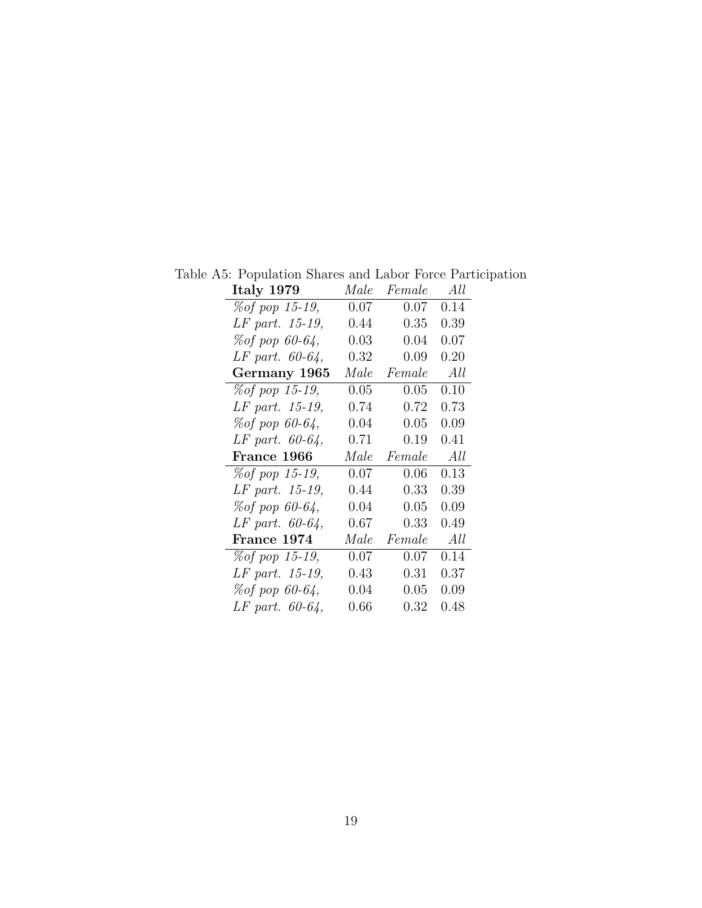Table A5: Population Shares and Labor Force Participation

| **Italy 1979** | *Male* | *Female* | *All* |
|---|---|---|---|
| *%of pop 15-19,* | 0.07 | 0.07 | 0.14 |
| *LF part. 15-19,* | 0.44 | 0.35 | 0.39 |
| *%of pop 60-64,* | 0.03 | 0.04 | 0.07 |
| *LF part. 60-64,* | 0.32 | 0.09 | 0.20 |
| **Germany 1965** | *Male* | *Female* | *All* |
| *%of pop 15-19,* | 0.05 | 0.05 | 0.10 |
| *LF part. 15-19,* | 0.74 | 0.72 | 0.73 |
| *%of pop 60-64,* | 0.04 | 0.05 | 0.09 |
| *LF part. 60-64,* | 0.71 | 0.19 | 0.41 |
| **France 1966** | *Male* | *Female* | *All* |
| *%of pop 15-19,* | 0.07 | 0.06 | 0.13 |
| *LF part. 15-19,* | 0.44 | 0.33 | 0.39 |
| *%of pop 60-64,* | 0.04 | 0.05 | 0.09 |
| *LF part. 60-64,* | 0.67 | 0.33 | 0.49 |
| **France 1974** | *Male* | *Female* | *All* |
| *%of pop 15-19,* | 0.07 | 0.07 | 0.14 |
| *LF part. 15-19,* | 0.43 | 0.31 | 0.37 |
| *%of pop 60-64,* | 0.04 | 0.05 | 0.09 |
| *LF part. 60-64,* | 0.66 | 0.32 | 0.48 |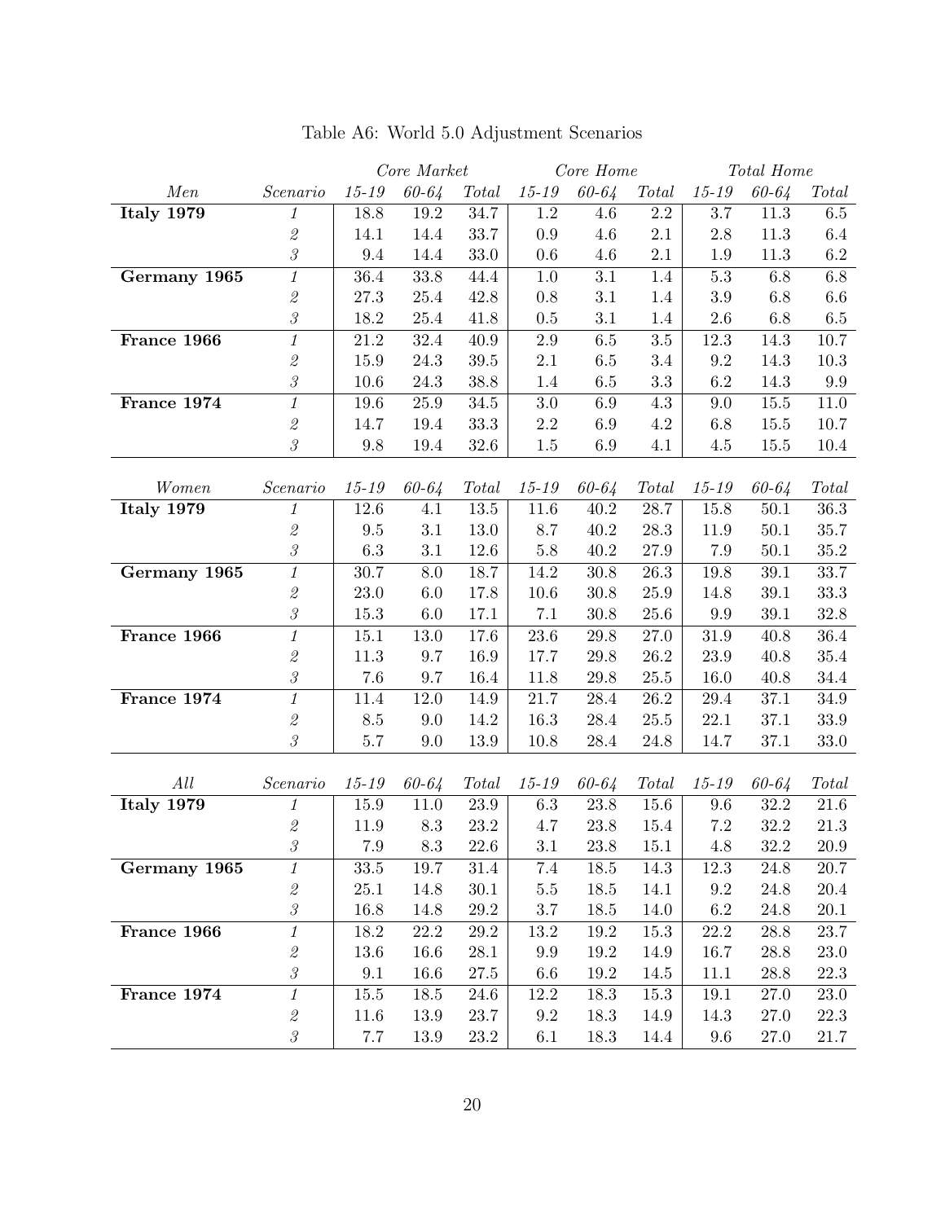Table A6: World 5.0 Adjustment Scenarios

| | | *Core Market* | | | *Core Home* | | | *Total Home* | | |
|---|---|---|---|---|---|---|---|---|---|---|
| *Men* | *Scenario* | *15-19* | *60-64* | *Total* | *15-19* | *60-64* | *Total* | *15-19* | *60-64* | *Total* |
| **Italy 1979** | *1* | 18.8 | 19.2 | 34.7 | 1.2 | 4.6 | 2.2 | 3.7 | 11.3 | 6.5 |
| | *2* | 14.1 | 14.4 | 33.7 | 0.9 | 4.6 | 2.1 | 2.8 | 11.3 | 6.4 |
| | *3* | 9.4 | 14.4 | 33.0 | 0.6 | 4.6 | 2.1 | 1.9 | 11.3 | 6.2 |
| **Germany 1965** | *1* | 36.4 | 33.8 | 44.4 | 1.0 | 3.1 | 1.4 | 5.3 | 6.8 | 6.8 |
| | *2* | 27.3 | 25.4 | 42.8 | 0.8 | 3.1 | 1.4 | 3.9 | 6.8 | 6.6 |
| | *3* | 18.2 | 25.4 | 41.8 | 0.5 | 3.1 | 1.4 | 2.6 | 6.8 | 6.5 |
| **France 1966** | *1* | 21.2 | 32.4 | 40.9 | 2.9 | 6.5 | 3.5 | 12.3 | 14.3 | 10.7 |
| | *2* | 15.9 | 24.3 | 39.5 | 2.1 | 6.5 | 3.4 | 9.2 | 14.3 | 10.3 |
| | *3* | 10.6 | 24.3 | 38.8 | 1.4 | 6.5 | 3.3 | 6.2 | 14.3 | 9.9 |
| **France 1974** | *1* | 19.6 | 25.9 | 34.5 | 3.0 | 6.9 | 4.3 | 9.0 | 15.5 | 11.0 |
| | *2* | 14.7 | 19.4 | 33.3 | 2.2 | 6.9 | 4.2 | 6.8 | 15.5 | 10.7 |
| | *3* | 9.8 | 19.4 | 32.6 | 1.5 | 6.9 | 4.1 | 4.5 | 15.5 | 10.4 |
| *Women* | *Scenario* | *15-19* | *60-64* | *Total* | *15-19* | *60-64* | *Total* | *15-19* | *60-64* | *Total* |
| **Italy 1979** | *1* | 12.6 | 4.1 | 13.5 | 11.6 | 40.2 | 28.7 | 15.8 | 50.1 | 36.3 |
| | *2* | 9.5 | 3.1 | 13.0 | 8.7 | 40.2 | 28.3 | 11.9 | 50.1 | 35.7 |
| | *3* | 6.3 | 3.1 | 12.6 | 5.8 | 40.2 | 27.9 | 7.9 | 50.1 | 35.2 |
| **Germany 1965** | *1* | 30.7 | 8.0 | 18.7 | 14.2 | 30.8 | 26.3 | 19.8 | 39.1 | 33.7 |
| | *2* | 23.0 | 6.0 | 17.8 | 10.6 | 30.8 | 25.9 | 14.8 | 39.1 | 33.3 |
| | *3* | 15.3 | 6.0 | 17.1 | 7.1 | 30.8 | 25.6 | 9.9 | 39.1 | 32.8 |
| **France 1966** | *1* | 15.1 | 13.0 | 17.6 | 23.6 | 29.8 | 27.0 | 31.9 | 40.8 | 36.4 |
| | *2* | 11.3 | 9.7 | 16.9 | 17.7 | 29.8 | 26.2 | 23.9 | 40.8 | 35.4 |
| | *3* | 7.6 | 9.7 | 16.4 | 11.8 | 29.8 | 25.5 | 16.0 | 40.8 | 34.4 |
| **France 1974** | *1* | 11.4 | 12.0 | 14.9 | 21.7 | 28.4 | 26.2 | 29.4 | 37.1 | 34.9 |
| | *2* | 8.5 | 9.0 | 14.2 | 16.3 | 28.4 | 25.5 | 22.1 | 37.1 | 33.9 |
| | *3* | 5.7 | 9.0 | 13.9 | 10.8 | 28.4 | 24.8 | 14.7 | 37.1 | 33.0 |
| *All* | *Scenario* | *15-19* | *60-64* | *Total* | *15-19* | *60-64* | *Total* | *15-19* | *60-64* | *Total* |
| **Italy 1979** | *1* | 15.9 | 11.0 | 23.9 | 6.3 | 23.8 | 15.6 | 9.6 | 32.2 | 21.6 |
| | *2* | 11.9 | 8.3 | 23.2 | 4.7 | 23.8 | 15.4 | 7.2 | 32.2 | 21.3 |
| | *3* | 7.9 | 8.3 | 22.6 | 3.1 | 23.8 | 15.1 | 4.8 | 32.2 | 20.9 |
| **Germany 1965** | *1* | 33.5 | 19.7 | 31.4 | 7.4 | 18.5 | 14.3 | 12.3 | 24.8 | 20.7 |
| | *2* | 25.1 | 14.8 | 30.1 | 5.5 | 18.5 | 14.1 | 9.2 | 24.8 | 20.4 |
| | *3* | 16.8 | 14.8 | 29.2 | 3.7 | 18.5 | 14.0 | 6.2 | 24.8 | 20.1 |
| **France 1966** | *1* | 18.2 | 22.2 | 29.2 | 13.2 | 19.2 | 15.3 | 22.2 | 28.8 | 23.7 |
| | *2* | 13.6 | 16.6 | 28.1 | 9.9 | 19.2 | 14.9 | 16.7 | 28.8 | 23.0 |
| | *3* | 9.1 | 16.6 | 27.5 | 6.6 | 19.2 | 14.5 | 11.1 | 28.8 | 22.3 |
| **France 1974** | *1* | 15.5 | 18.5 | 24.6 | 12.2 | 18.3 | 15.3 | 19.1 | 27.0 | 23.0 |
| | *2* | 11.6 | 13.9 | 23.7 | 9.2 | 18.3 | 14.9 | 14.3 | 27.0 | 22.3 |
| | *3* | 7.7 | 13.9 | 23.2 | 6.1 | 18.3 | 14.4 | 9.6 | 27.0 | 21.7 |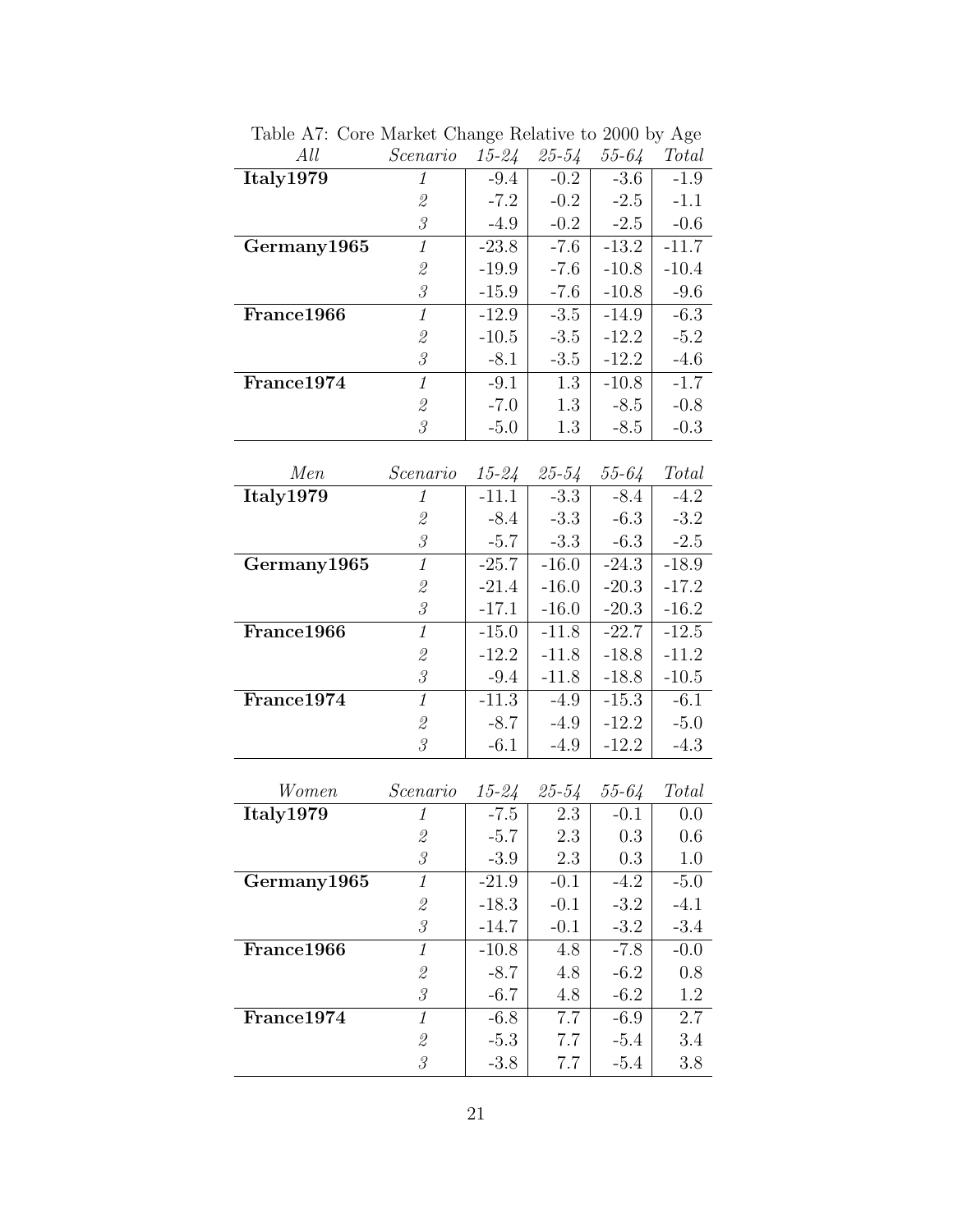Table A7: Core Market Change Relative to 2000 by Age

| *All* | *Scenario* | *15-24* | *25-54* | *55-64* | *Total* |
|---|---|---|---|---|---|
| **Italy1979** | *1* | -9.4 | -0.2 | -3.6 | -1.9 |
| | *2* | -7.2 | -0.2 | -2.5 | -1.1 |
| | *3* | -4.9 | -0.2 | -2.5 | -0.6 |
| **Germany1965** | *1* | -23.8 | -7.6 | -13.2 | -11.7 |
| | *2* | -19.9 | -7.6 | -10.8 | -10.4 |
| | *3* | -15.9 | -7.6 | -10.8 | -9.6 |
| **France1966** | *1* | -12.9 | -3.5 | -14.9 | -6.3 |
| | *2* | -10.5 | -3.5 | -12.2 | -5.2 |
| | *3* | -8.1 | -3.5 | -12.2 | -4.6 |
| **France1974** | *1* | -9.1 | 1.3 | -10.8 | -1.7 |
| | *2* | -7.0 | 1.3 | -8.5 | -0.8 |
| | *3* | -5.0 | 1.3 | -8.5 | -0.3 |

| *Men* | *Scenario* | *15-24* | *25-54* | *55-64* | *Total* |
|---|---|---|---|---|---|
| **Italy1979** | *1* | -11.1 | -3.3 | -8.4 | -4.2 |
| | *2* | -8.4 | -3.3 | -6.3 | -3.2 |
| | *3* | -5.7 | -3.3 | -6.3 | -2.5 |
| **Germany1965** | *1* | -25.7 | -16.0 | -24.3 | -18.9 |
| | *2* | -21.4 | -16.0 | -20.3 | -17.2 |
| | *3* | -17.1 | -16.0 | -20.3 | -16.2 |
| **France1966** | *1* | -15.0 | -11.8 | -22.7 | -12.5 |
| | *2* | -12.2 | -11.8 | -18.8 | -11.2 |
| | *3* | -9.4 | -11.8 | -18.8 | -10.5 |
| **France1974** | *1* | -11.3 | -4.9 | -15.3 | -6.1 |
| | *2* | -8.7 | -4.9 | -12.2 | -5.0 |
| | *3* | -6.1 | -4.9 | -12.2 | -4.3 |

| *Women* | *Scenario* | *15-24* | *25-54* | *55-64* | *Total* |
|---|---|---|---|---|---|
| **Italy1979** | *1* | -7.5 | 2.3 | -0.1 | 0.0 |
| | *2* | -5.7 | 2.3 | 0.3 | 0.6 |
| | *3* | -3.9 | 2.3 | 0.3 | 1.0 |
| **Germany1965** | *1* | -21.9 | -0.1 | -4.2 | -5.0 |
| | *2* | -18.3 | -0.1 | -3.2 | -4.1 |
| | *3* | -14.7 | -0.1 | -3.2 | -3.4 |
| **France1966** | *1* | -10.8 | 4.8 | -7.8 | -0.0 |
| | *2* | -8.7 | 4.8 | -6.2 | 0.8 |
| | *3* | -6.7 | 4.8 | -6.2 | 1.2 |
| **France1974** | *1* | -6.8 | 7.7 | -6.9 | 2.7 |
| | *2* | -5.3 | 7.7 | -5.4 | 3.4 |
| | *3* | -3.8 | 7.7 | -5.4 | 3.8 |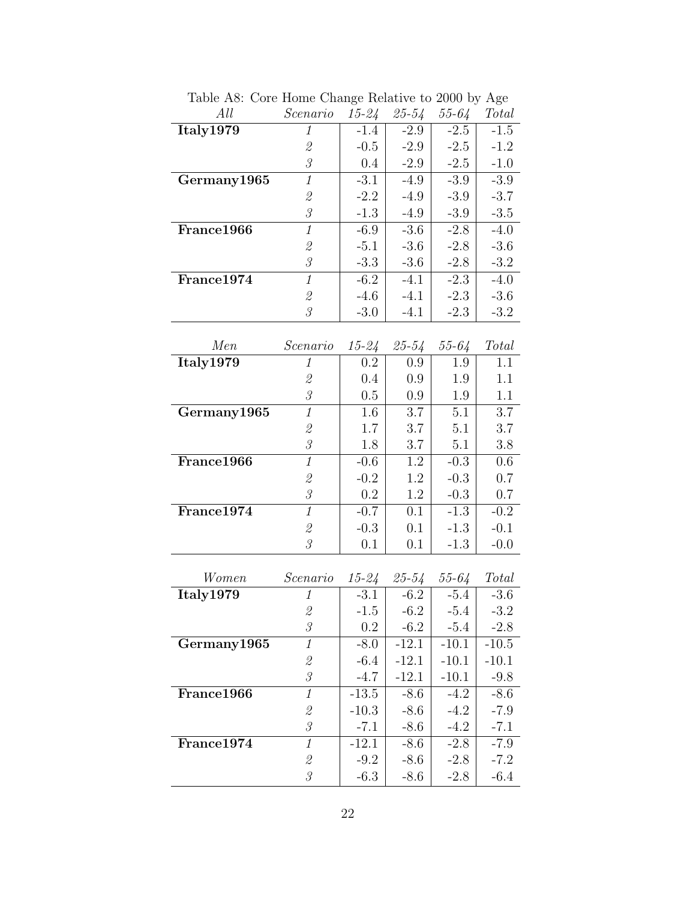Table A8: Core Home Change Relative to 2000 by Age

| *All* | *Scenario* | *15-24* | *25-54* | *55-64* | *Total* |
|---|---|---|---|---|---|
| **Italy1979** | *1* | -1.4 | -2.9 | -2.5 | -1.5 |
| | *2* | -0.5 | -2.9 | -2.5 | -1.2 |
| | *3* | 0.4 | -2.9 | -2.5 | -1.0 |
| **Germany1965** | *1* | -3.1 | -4.9 | -3.9 | -3.9 |
| | *2* | -2.2 | -4.9 | -3.9 | -3.7 |
| | *3* | -1.3 | -4.9 | -3.9 | -3.5 |
| **France1966** | *1* | -6.9 | -3.6 | -2.8 | -4.0 |
| | *2* | -5.1 | -3.6 | -2.8 | -3.6 |
| | *3* | -3.3 | -3.6 | -2.8 | -3.2 |
| **France1974** | *1* | -6.2 | -4.1 | -2.3 | -4.0 |
| | *2* | -4.6 | -4.1 | -2.3 | -3.6 |
| | *3* | -3.0 | -4.1 | -2.3 | -3.2 |

| *Men* | *Scenario* | *15-24* | *25-54* | *55-64* | *Total* |
|---|---|---|---|---|---|
| **Italy1979** | *1* | 0.2 | 0.9 | 1.9 | 1.1 |
| | *2* | 0.4 | 0.9 | 1.9 | 1.1 |
| | *3* | 0.5 | 0.9 | 1.9 | 1.1 |
| **Germany1965** | *1* | 1.6 | 3.7 | 5.1 | 3.7 |
| | *2* | 1.7 | 3.7 | 5.1 | 3.7 |
| | *3* | 1.8 | 3.7 | 5.1 | 3.8 |
| **France1966** | *1* | -0.6 | 1.2 | -0.3 | 0.6 |
| | *2* | -0.2 | 1.2 | -0.3 | 0.7 |
| | *3* | 0.2 | 1.2 | -0.3 | 0.7 |
| **France1974** | *1* | -0.7 | 0.1 | -1.3 | -0.2 |
| | *2* | -0.3 | 0.1 | -1.3 | -0.1 |
| | *3* | 0.1 | 0.1 | -1.3 | -0.0 |

| *Women* | *Scenario* | *15-24* | *25-54* | *55-64* | *Total* |
|---|---|---|---|---|---|
| **Italy1979** | *1* | -3.1 | -6.2 | -5.4 | -3.6 |
| | *2* | -1.5 | -6.2 | -5.4 | -3.2 |
| | *3* | 0.2 | -6.2 | -5.4 | -2.8 |
| **Germany1965** | *1* | -8.0 | -12.1 | -10.1 | -10.5 |
| | *2* | -6.4 | -12.1 | -10.1 | -10.1 |
| | *3* | -4.7 | -12.1 | -10.1 | -9.8 |
| **France1966** | *1* | -13.5 | -8.6 | -4.2 | -8.6 |
| | *2* | -10.3 | -8.6 | -4.2 | -7.9 |
| | *3* | -7.1 | -8.6 | -4.2 | -7.1 |
| **France1974** | *1* | -12.1 | -8.6 | -2.8 | -7.9 |
| | *2* | -9.2 | -8.6 | -2.8 | -7.2 |
| | *3* | -6.3 | -8.6 | -2.8 | -6.4 |